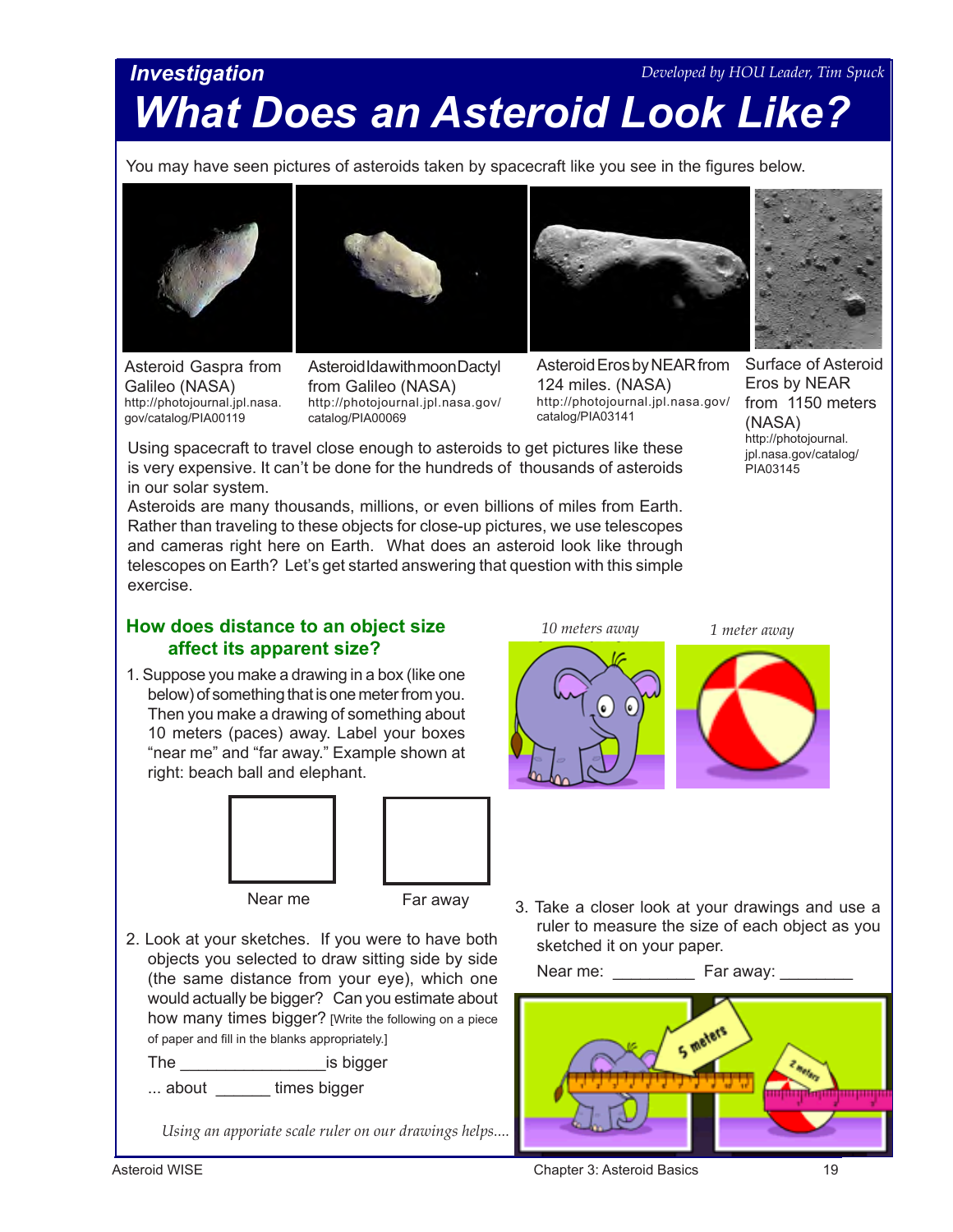*Investigation*

*Developed by HOU Leader, Tim Spuck*

# What Does an Asteroid Look Like?

You may have seen pictures of asteroids taken by spacecraft like you see in the figures below.

Asteroid Gaspra from Galileo (NASA)
http://photojournal.jpl.nasa.gov/catalog/PIA00119

Asteroid Ida with moon Dactyl from Galileo (NASA)
http://photojournal.jpl.nasa.gov/catalog/PIA00069

Asteroid Eros by NEAR from 124 miles. (NASA)
http://photojournal.jpl.nasa.gov/catalog/PIA03141

Surface of Asteroid Eros by NEAR from 1150 meters (NASA)
http://photojournal.jpl.nasa.gov/catalog/PIA03145

Using spacecraft to travel close enough to asteroids to get pictures like these is very expensive. It can't be done for the hundreds of thousands of asteroids in our solar system.

Asteroids are many thousands, millions, or even billions of miles from Earth. Rather than traveling to these objects for close-up pictures, we use telescopes and cameras right here on Earth. What does an asteroid look like through telescopes on Earth? Let's get started answering that question with this simple exercise.

## How does distance to an object size affect its apparent size?

1. Suppose you make a drawing in a box (like one below) of something that is one meter from you. Then you make a drawing of something about 10 meters (paces) away. Label your boxes "near me" and "far away." Example shown at right: beach ball and elephant.

*10 meters away*

*1 meter away*

Near me

Far away

2. Look at your sketches. If you were to have both objects you selected to draw sitting side by side (the same distance from your eye), which one would actually be bigger? Can you estimate about how many times bigger? [Write the following on a piece of paper and fill in the blanks appropriately.]

   The ________________ is bigger

   ... about ______ times bigger

*Using an apporiate scale ruler on our drawings helps....*

3. Take a closer look at your drawings and use a ruler to measure the size of each object as you sketched it on your paper.

   Near me: _________ Far away: ________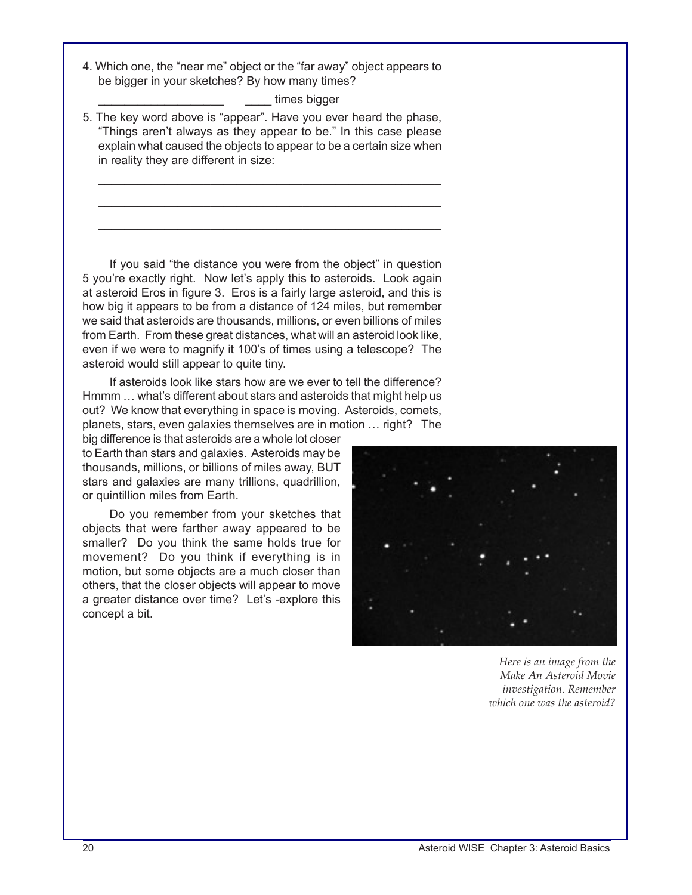4. Which one, the "near me" object or the "far away" object appears to be bigger in your sketches? By how many times?

   ___________________ ____ times bigger

5. The key word above is "appear". Have you ever heard the phase, "Things aren't always as they appear to be." In this case please explain what caused the objects to appear to be a certain size when in reality they are different in size:

   _____________________________________________________

   _____________________________________________________

   _____________________________________________________

If you said "the distance you were from the object" in question 5 you're exactly right. Now let's apply this to asteroids. Look again at asteroid Eros in figure 3. Eros is a fairly large asteroid, and this is how big it appears to be from a distance of 124 miles, but remember we said that asteroids are thousands, millions, or even billions of miles from Earth. From these great distances, what will an asteroid look like, even if we were to magnify it 100's of times using a telescope? The asteroid would still appear to quite tiny.

If asteroids look like stars how are we ever to tell the difference? Hmmm … what's different about stars and asteroids that might help us out? We know that everything in space is moving. Asteroids, comets, planets, stars, even galaxies themselves are in motion … right? The big difference is that asteroids are a whole lot closer to Earth than stars and galaxies. Asteroids may be thousands, millions, or billions of miles away, BUT stars and galaxies are many trillions, quadrillion, or quintillion miles from Earth.

Do you remember from your sketches that objects that were farther away appeared to be smaller? Do you think the same holds true for movement? Do you think if everything is in motion, but some objects are a much closer than others, that the closer objects will appear to move a greater distance over time? Let's -explore this concept a bit.

*Here is an image from the Make An Asteroid Movie investigation. Remember which one was the asteroid?*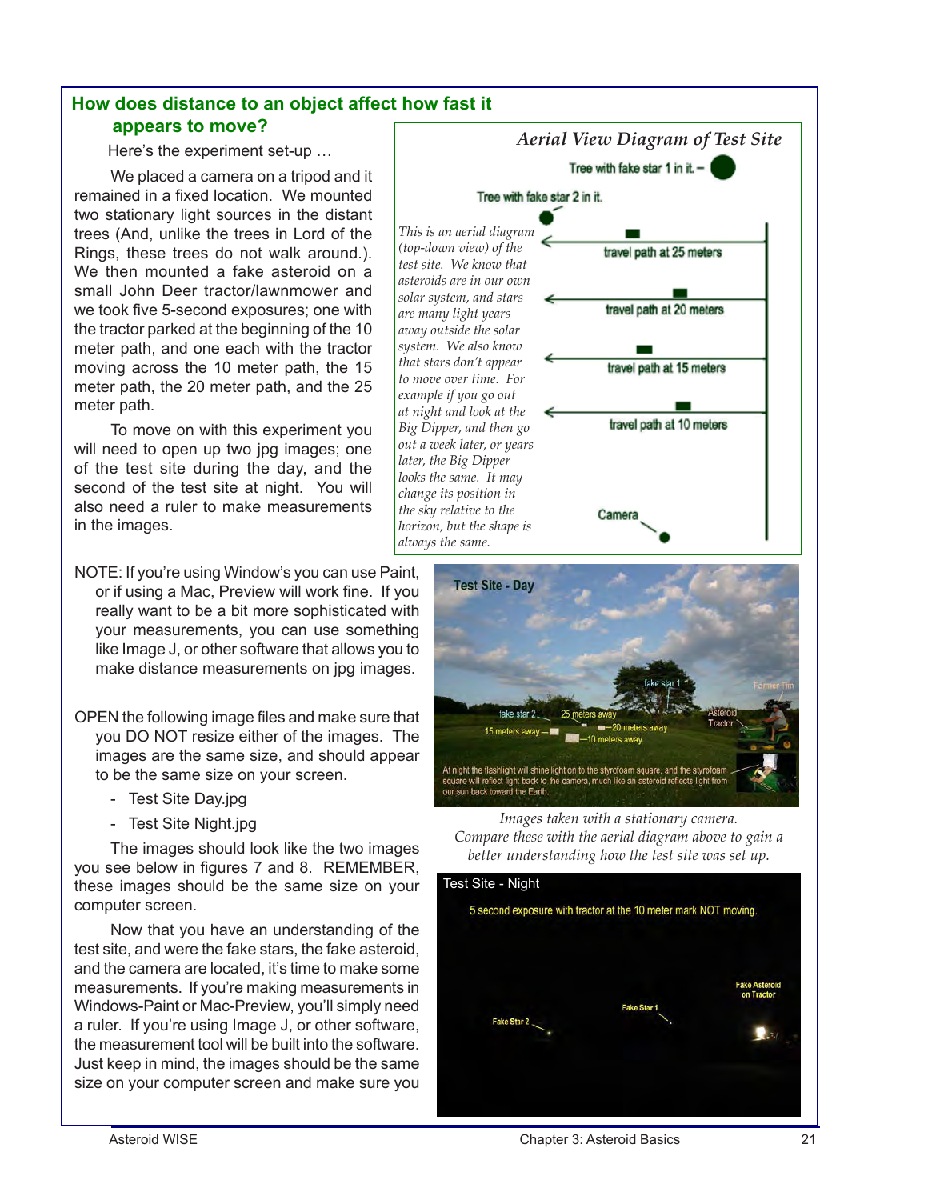## How does distance to an object affect how fast it appears to move?

Here's the experiment set-up …

We placed a camera on a tripod and it remained in a fixed location. We mounted two stationary light sources in the distant trees (And, unlike the trees in Lord of the Rings, these trees do not walk around.). We then mounted a fake asteroid on a small John Deer tractor/lawnmower and we took five 5-second exposures; one with the tractor parked at the beginning of the 10 meter path, and one each with the tractor moving across the 10 meter path, the 15 meter path, the 20 meter path, and the 25 meter path.

To move on with this experiment you will need to open up two jpg images; one of the test site during the day, and the second of the test site at night. You will also need a ruler to make measurements in the images.

**Aerial View Diagram of Test Site**

Tree with fake star 1 in it.

Tree with fake star 2 in it.

travel path at 25 meters

travel path at 20 meters

travel path at 15 meters

travel path at 10 meters

Camera

*This is an aerial diagram (top-down view) of the test site. We know that asteroids are in our own solar system, and stars are many light years away outside the solar system. We also know that stars don't appear to move over time. For example if you go out at night and look at the Big Dipper, and then go out a week later, or years later, the Big Dipper looks the same. It may change its position in the sky relative to the horizon, but the shape is always the same.*

NOTE: If you're using Window's you can use Paint, or if using a Mac, Preview will work fine. If you really want to be a bit more sophisticated with your measurements, you can use something like Image J, or other software that allows you to make distance measurements on jpg images.

OPEN the following image files and make sure that you DO NOT resize either of the images. The images are the same size, and should appear to be the same size on your screen.

- Test Site Day.jpg
- Test Site Night.jpg

Test Site - Day

fake star 1 · fake star 2 · 25 meters away · 20 meters away · 15 meters away · 10 meters away · Asteroid Tractor · Farmer Tim

At night the flashlight will shine light on to the styrofoam square, and the styrofoam square will reflect light back to the camera, much like an asteroid reflects light from our sun back toward the Earth.

*Images taken with a stationary camera. Compare these with the aerial diagram above to gain a better understanding how the test site was set up.*

Test Site - Night

5 second exposure with tractor at the 10 meter mark NOT moving.

Fake Star 2 · Fake Star 1 · Fake Asteroid on Tractor

The images should look like the two images you see below in figures 7 and 8. REMEMBER, these images should be the same size on your computer screen.

Now that you have an understanding of the test site, and were the fake stars, the fake asteroid, and the camera are located, it's time to make some measurements. If you're making measurements in Windows-Paint or Mac-Preview, you'll simply need a ruler. If you're using Image J, or other software, the measurement tool will be built into the software. Just keep in mind, the images should be the same size on your computer screen and make sure you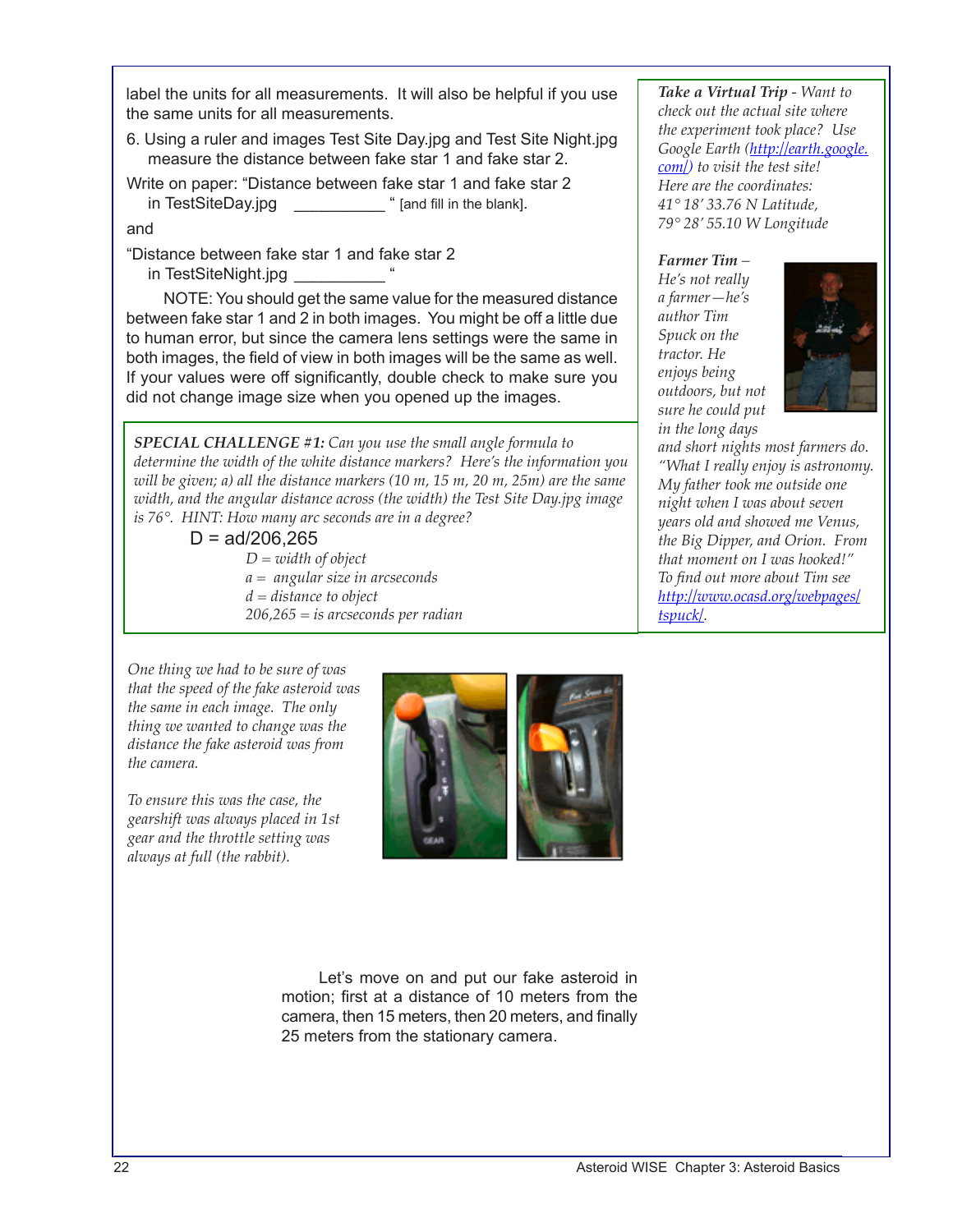label the units for all measurements. It will also be helpful if you use the same units for all measurements.

6. Using a ruler and images Test Site Day.jpg and Test Site Night.jpg measure the distance between fake star 1 and fake star 2.

Write on paper: "Distance between fake star 1 and fake star 2 in TestSiteDay.jpg __________ " [and fill in the blank].

and

"Distance between fake star 1 and fake star 2 in TestSiteNight.jpg __________ "

NOTE: You should get the same value for the measured distance between fake star 1 and 2 in both images. You might be off a little due to human error, but since the camera lens settings were the same in both images, the field of view in both images will be the same as well. If your values were off significantly, double check to make sure you did not change image size when you opened up the images.

***SPECIAL CHALLENGE #1:*** *Can you use the small angle formula to determine the width of the white distance markers? Here's the information you will be given; a) all the distance markers (10 m, 15 m, 20 m, 25m) are the same width, and the angular distance across (the width) the Test Site Day.jpg image is 76°. HINT: How many arc seconds are in a degree?*

$$D = ad/206{,}265$$

*D = width of object*
*a = angular size in arcseconds*
*d = distance to object*
*206,265 = is arcseconds per radian*

*One thing we had to be sure of was that the speed of the fake asteroid was the same in each image. The only thing we wanted to change was the distance the fake asteroid was from the camera.*

*To ensure this was the case, the gearshift was always placed in 1st gear and the throttle setting was always at full (the rabbit).*

Let's move on and put our fake asteroid in motion; first at a distance of 10 meters from the camera, then 15 meters, then 20 meters, and finally 25 meters from the stationary camera.

***Take a Virtual Trip*** *- Want to check out the actual site where the experiment took place? Use Google Earth ([http://earth.google.com/](http://earth.google.com/)) to visit the test site! Here are the coordinates: 41° 18' 33.76 N Latitude, 79° 28' 55.10 W Longitude*

***Farmer Tim*** *– He's not really a farmer—he's author Tim Spuck on the tractor. He enjoys being outdoors, but not sure he could put in the long days and short nights most farmers do. "What I really enjoy is astronomy. My father took me outside one night when I was about seven years old and showed me Venus, the Big Dipper, and Orion. From that moment on I was hooked!" To find out more about Tim see [http://www.ocasd.org/webpages/tspuck/](http://www.ocasd.org/webpages/tspuck/).*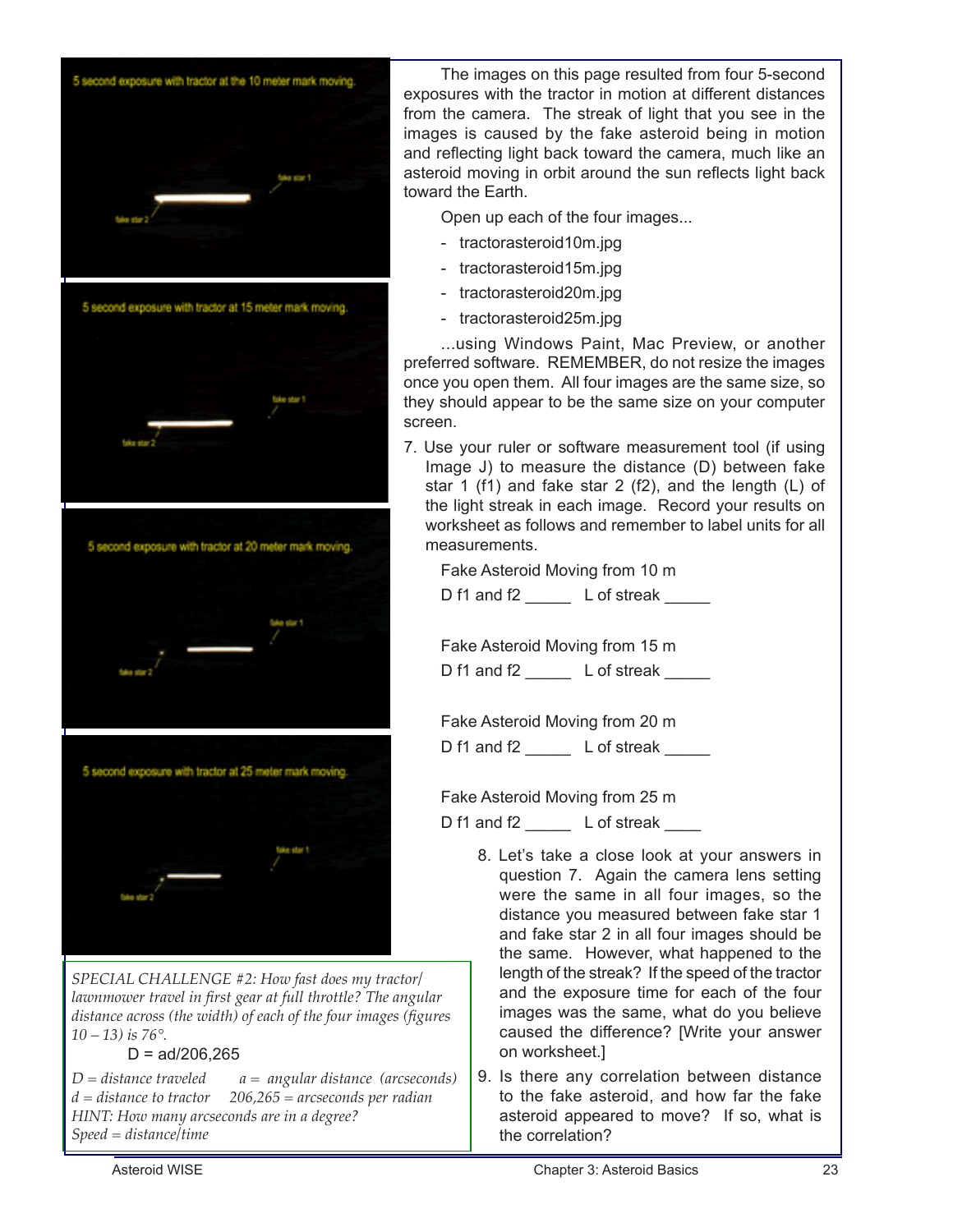The images on this page resulted from four 5-second exposures with the tractor in motion at different distances from the camera. The streak of light that you see in the images is caused by the fake asteroid being in motion and reflecting light back toward the camera, much like an asteroid moving in orbit around the sun reflects light back toward the Earth.

Open up each of the four images...

- tractorasteroid10m.jpg
- tractorasteroid15m.jpg
- tractorasteroid20m.jpg
- tractorasteroid25m.jpg

...using Windows Paint, Mac Preview, or another preferred software. REMEMBER, do not resize the images once you open them. All four images are the same size, so they should appear to be the same size on your computer screen.

7. Use your ruler or software measurement tool (if using Image J) to measure the distance (D) between fake star 1 (f1) and fake star 2 (f2), and the length (L) of the light streak in each image. Record your results on worksheet as follows and remember to label units for all measurements.

   Fake Asteroid Moving from 10 m

   D f1 and f2 _____ L of streak _____

   Fake Asteroid Moving from 15 m

   D f1 and f2 _____ L of streak _____

   Fake Asteroid Moving from 20 m

   D f1 and f2 _____ L of streak _____

   Fake Asteroid Moving from 25 m

   D f1 and f2 _____ L of streak ____

8. Let's take a close look at your answers in question 7. Again the camera lens setting were the same in all four images, so the distance you measured between fake star 1 and fake star 2 in all four images should be the same. However, what happened to the length of the streak? If the speed of the tractor and the exposure time for each of the four images was the same, what do you believe caused the difference? [Write your answer on worksheet.]

9. Is there any correlation between distance to the fake asteroid, and how far the fake asteroid appeared to move? If so, what is the correlation?

*SPECIAL CHALLENGE #2: How fast does my tractor/lawnmower travel in first gear at full throttle? The angular distance across (the width) of each of the four images (figures 10 – 13) is 76°.*

$$D = ad/206{,}265$$

*D = distance traveled a = angular distance (arcseconds)*
*d = distance to tractor 206,265 = arcseconds per radian*
*HINT: How many arcseconds are in a degree?*
*Speed = distance/time*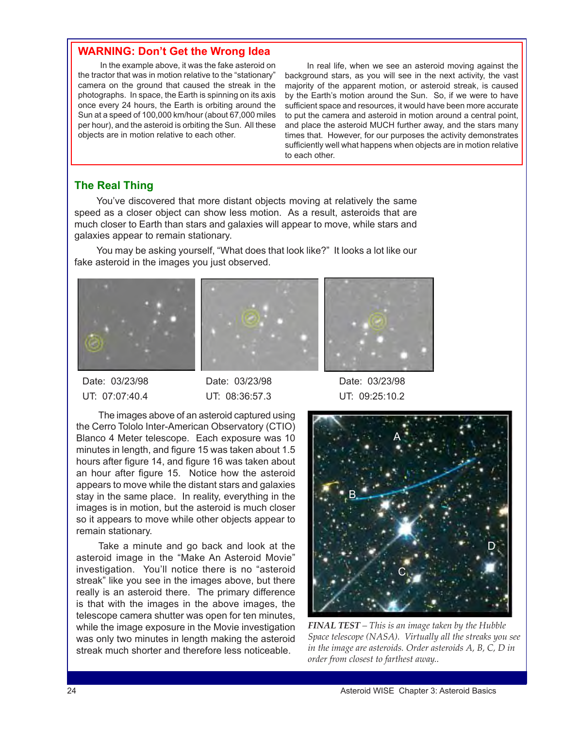## WARNING: Don't Get the Wrong Idea

In the example above, it was the fake asteroid on the tractor that was in motion relative to the "stationary" camera on the ground that caused the streak in the photographs. In space, the Earth is spinning on its axis once every 24 hours, the Earth is orbiting around the Sun at a speed of 100,000 km/hour (about 67,000 miles per hour), and the asteroid is orbiting the Sun. All these objects are in motion relative to each other.

In real life, when we see an asteroid moving against the background stars, as you will see in the next activity, the vast majority of the apparent motion, or asteroid streak, is caused by the Earth's motion around the Sun. So, if we were to have sufficient space and resources, it would have been more accurate to put the camera and asteroid in motion around a central point, and place the asteroid MUCH further away, and the stars many times that. However, for our purposes the activity demonstrates sufficiently well what happens when objects are in motion relative to each other.

## The Real Thing

You've discovered that more distant objects moving at relatively the same speed as a closer object can show less motion. As a result, asteroids that are much closer to Earth than stars and galaxies will appear to move, while stars and galaxies appear to remain stationary.

You may be asking yourself, "What does that look like?" It looks a lot like our fake asteroid in the images you just observed.

Date: 03/23/98
UT: 07:07:40.4

Date: 03/23/98
UT: 08:36:57.3

Date: 03/23/98
UT: 09:25:10.2

The images above of an asteroid captured using the Cerro Tololo Inter-American Observatory (CTIO) Blanco 4 Meter telescope. Each exposure was 10 minutes in length, and figure 15 was taken about 1.5 hours after figure 14, and figure 16 was taken about an hour after figure 15. Notice how the asteroid appears to move while the distant stars and galaxies stay in the same place. In reality, everything in the images is in motion, but the asteroid is much closer so it appears to move while other objects appear to remain stationary.

Take a minute and go back and look at the asteroid image in the "Make An Asteroid Movie" investigation. You'll notice there is no "asteroid streak" like you see in the images above, but there really is an asteroid there. The primary difference is that with the images in the above images, the telescope camera shutter was open for ten minutes, while the image exposure in the Movie investigation was only two minutes in length making the asteroid streak much shorter and therefore less noticeable.

*FINAL TEST – This is an image taken by the Hubble Space telescope (NASA). Virtually all the streaks you see in the image are asteroids. Order asteroids A, B, C, D in order from closest to farthest away..*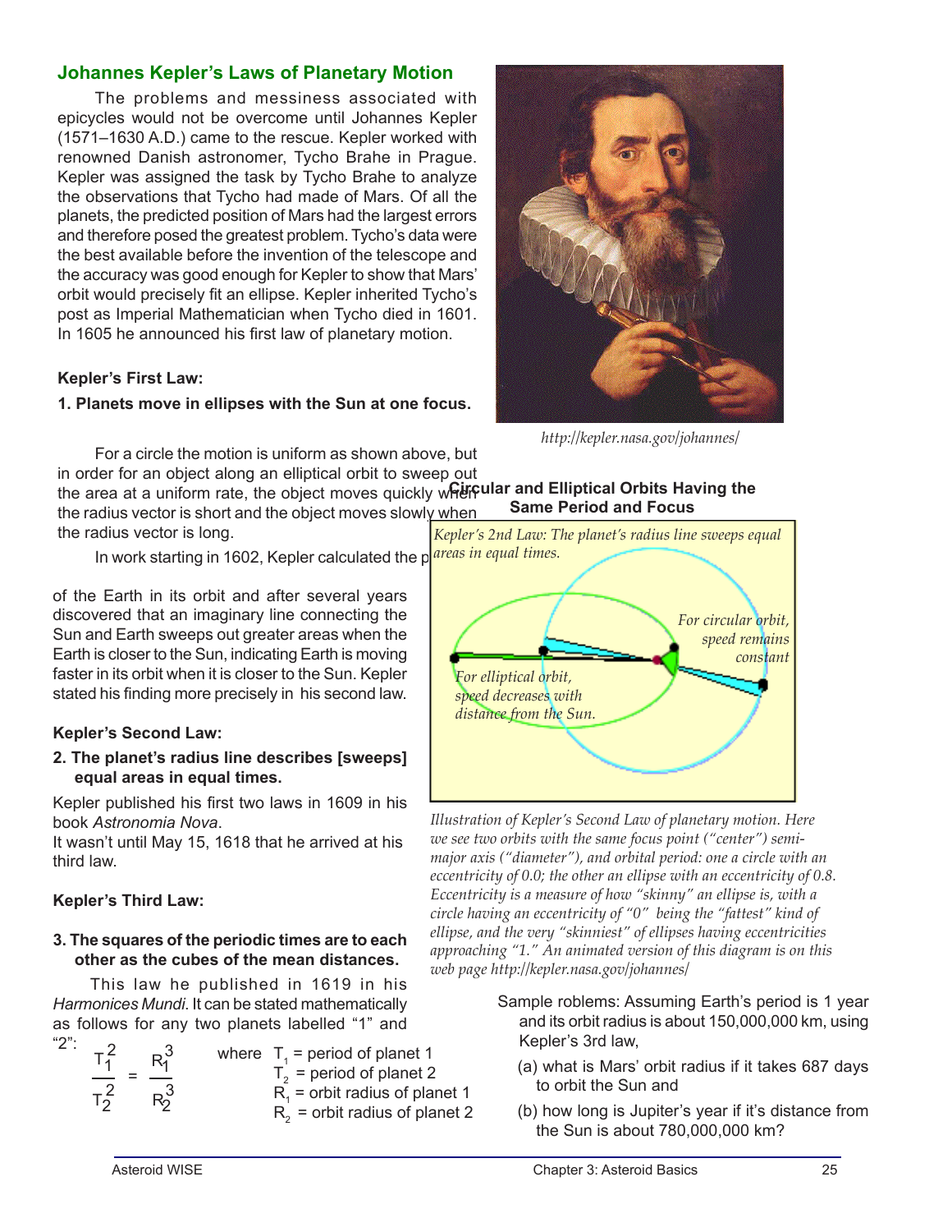## Johannes Kepler's Laws of Planetary Motion

The problems and messiness associated with epicycles would not be overcome until Johannes Kepler (1571–1630 A.D.) came to the rescue. Kepler worked with renowned Danish astronomer, Tycho Brahe in Prague. Kepler was assigned the task by Tycho Brahe to analyze the observations that Tycho had made of Mars. Of all the planets, the predicted position of Mars had the largest errors and therefore posed the greatest problem. Tycho's data were the best available before the invention of the telescope and the accuracy was good enough for Kepler to show that Mars' orbit would precisely fit an ellipse. Kepler inherited Tycho's post as Imperial Mathematician when Tycho died in 1601. In 1605 he announced his first law of planetary motion.

*http://kepler.nasa.gov/johannes/*

**Kepler's First Law:**

**1. Planets move in ellipses with the Sun at one focus.**

For a circle the motion is uniform as shown above, but in order for an object along an elliptical orbit to sweep out the area at a uniform rate, the object moves quickly when the radius vector is short and the object moves slowly when the radius vector is long.

In work starting in 1602, Kepler calculated the p of the Earth in its orbit and after several years discovered that an imaginary line connecting the Sun and Earth sweeps out greater areas when the Earth is closer to the Sun, indicating Earth is moving faster in its orbit when it is closer to the Sun. Kepler stated his finding more precisely in his second law.

**Circular and Elliptical Orbits Having the Same Period and Focus**

*Kepler's 2nd Law: The planet's radius line sweeps equal areas in equal times.*

*For circular orbit, speed remains constant*

*For elliptical orbit, speed decreases with distance from the Sun.*

*Illustration of Kepler's Second Law of planetary motion. Here we see two orbits with the same focus point ("center") semi-major axis ("diameter"), and orbital period: one a circle with an eccentricity of 0.0; the other an ellipse with an eccentricity of 0.8. Eccentricity is a measure of how "skinny" an ellipse is, with a circle having an eccentricity of "0" being the "fattest" kind of ellipse, and the very "skinniest" of ellipses having eccentricities approaching "1." An animated version of this diagram is on this web page http://kepler.nasa.gov/johannes/*

**Kepler's Second Law:**

**2. The planet's radius line describes [sweeps] equal areas in equal times.**

Kepler published his first two laws in 1609 in his book *Astronomia Nova*.
It wasn't until May 15, 1618 that he arrived at his third law.

**Kepler's Third Law:**

**3. The squares of the periodic times are to each other as the cubes of the mean distances.**

This law he published in 1619 in his *Harmonices Mundi*. It can be stated mathematically as follows for any two planets labelled "1" and "2":

$$\frac{T_1^2}{T_2^2} = \frac{R_1^3}{R_2^3}$$

where $T_1$ = period of planet 1
$T_2$ = period of planet 2
$R_1$ = orbit radius of planet 1
$R_2$ = orbit radius of planet 2

Sample roblems: Assuming Earth's period is 1 year and its orbit radius is about 150,000,000 km, using Kepler's 3rd law,

(a) what is Mars' orbit radius if it takes 687 days to orbit the Sun and

(b) how long is Jupiter's year if it's distance from the Sun is about 780,000,000 km?